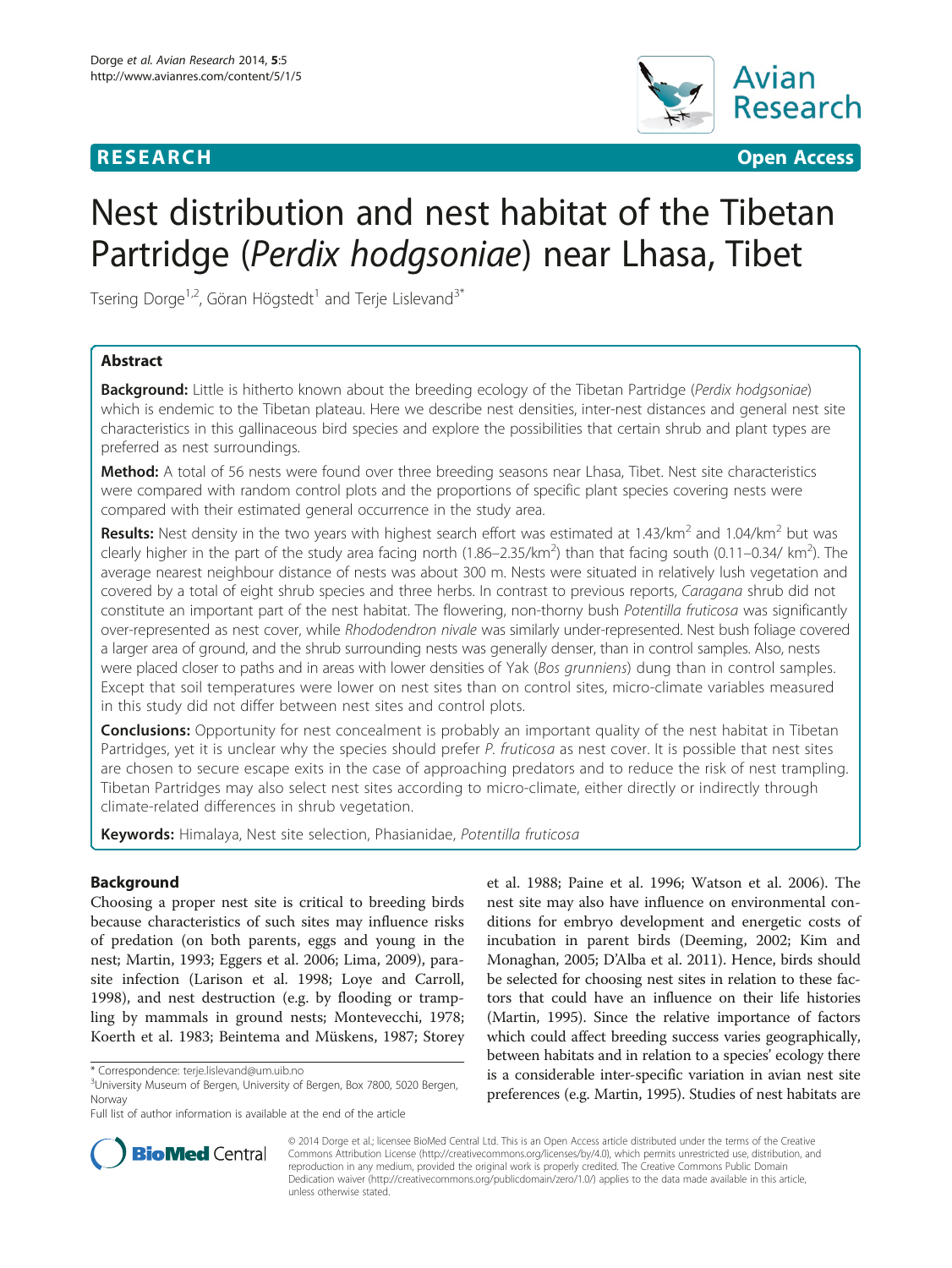**RESEARCH** **Open Access**

# Nest distribution and nest habitat of the Tibetan Partridge (*Perdix hodgsoniae*) near Lhasa, Tibet

Tsering Dorge[1,2], Göran Högstedt[1] and Terje Lislevand[3*]

## Abstract

**Background:** Little is hitherto known about the breeding ecology of the Tibetan Partridge (*Perdix hodgsoniae*) which is endemic to the Tibetan plateau. Here we describe nest densities, inter-nest distances and general nest site characteristics in this gallinaceous bird species and explore the possibilities that certain shrub and plant types are preferred as nest surroundings.

**Method:** A total of 56 nests were found over three breeding seasons near Lhasa, Tibet. Nest site characteristics were compared with random control plots and the proportions of specific plant species covering nests were compared with their estimated general occurrence in the study area.

**Results:** Nest density in the two years with highest search effort was estimated at 1.43/km$^2$ and 1.04/km$^2$ but was clearly higher in the part of the study area facing north (1.86–2.35/km$^2$) than that facing south (0.11–0.34/ km$^2$). The average nearest neighbour distance of nests was about 300 m. Nests were situated in relatively lush vegetation and covered by a total of eight shrub species and three herbs. In contrast to previous reports, *Caragana* shrub did not constitute an important part of the nest habitat. The flowering, non-thorny bush *Potentilla fruticosa* was significantly over-represented as nest cover, while *Rhododendron nivale* was similarly under-represented. Nest bush foliage covered a larger area of ground, and the shrub surrounding nests was generally denser, than in control samples. Also, nests were placed closer to paths and in areas with lower densities of Yak (*Bos grunniens*) dung than in control samples. Except that soil temperatures were lower on nest sites than on control sites, micro-climate variables measured in this study did not differ between nest sites and control plots.

**Conclusions:** Opportunity for nest concealment is probably an important quality of the nest habitat in Tibetan Partridges, yet it is unclear why the species should prefer *P. fruticosa* as nest cover. It is possible that nest sites are chosen to secure escape exits in the case of approaching predators and to reduce the risk of nest trampling. Tibetan Partridges may also select nest sites according to micro-climate, either directly or indirectly through climate-related differences in shrub vegetation.

**Keywords:** Himalaya, Nest site selection, Phasianidae, *Potentilla fruticosa*

## Background

Choosing a proper nest site is critical to breeding birds because characteristics of such sites may influence risks of predation (on both parents, eggs and young in the nest; Martin, 1993; Eggers et al. 2006; Lima, 2009), parasite infection (Larison et al. 1998; Loye and Carroll, 1998), and nest destruction (e.g. by flooding or trampling by mammals in ground nests; Montevecchi, 1978; Koerth et al. 1983; Beintema and Müskens, 1987; Storey et al. 1988; Paine et al. 1996; Watson et al. 2006). The nest site may also have influence on environmental conditions for embryo development and energetic costs of incubation in parent birds (Deeming, 2002; Kim and Monaghan, 2005; D'Alba et al. 2011). Hence, birds should be selected for choosing nest sites in relation to these factors that could have an influence on their life histories (Martin, 1995). Since the relative importance of factors which could affect breeding success varies geographically, between habitats and in relation to a species' ecology there is a considerable inter-specific variation in avian nest site preferences (e.g. Martin, 1995). Studies of nest habitats are

\* Correspondence: terje.lislevand@um.uib.no
[3]University Museum of Bergen, University of Bergen, Box 7800, 5020 Bergen, Norway
Full list of author information is available at the end of the article

© 2014 Dorge et al.; licensee BioMed Central Ltd. This is an Open Access article distributed under the terms of the Creative Commons Attribution License (http://creativecommons.org/licenses/by/4.0), which permits unrestricted use, distribution, and reproduction in any medium, provided the original work is properly credited. The Creative Commons Public Domain Dedication waiver (http://creativecommons.org/publicdomain/zero/1.0/) applies to the data made available in this article, unless otherwise stated.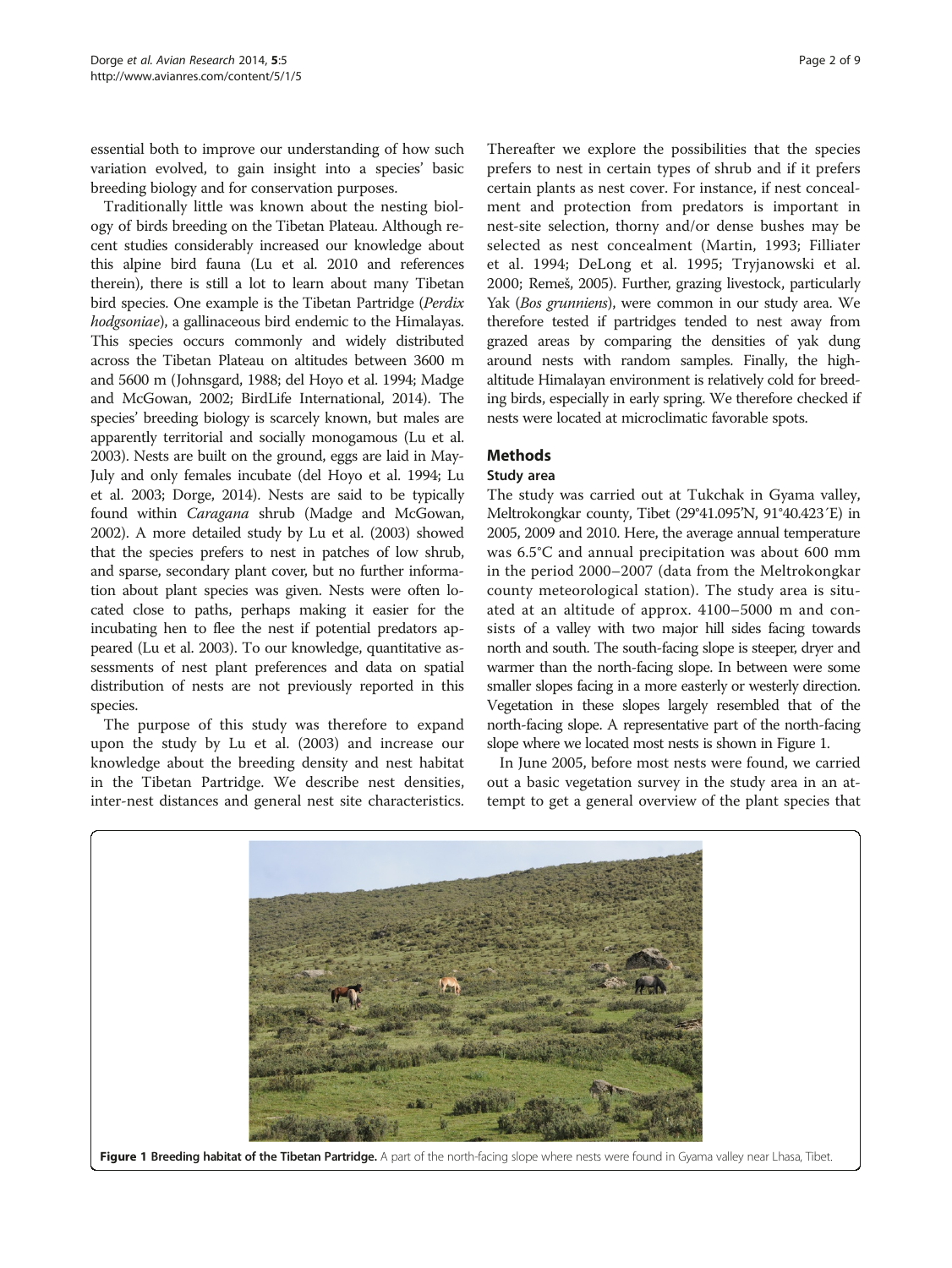essential both to improve our understanding of how such variation evolved, to gain insight into a species' basic breeding biology and for conservation purposes.

Traditionally little was known about the nesting biology of birds breeding on the Tibetan Plateau. Although recent studies considerably increased our knowledge about this alpine bird fauna (Lu et al. 2010 and references therein), there is still a lot to learn about many Tibetan bird species. One example is the Tibetan Partridge (*Perdix hodgsoniae*), a gallinaceous bird endemic to the Himalayas. This species occurs commonly and widely distributed across the Tibetan Plateau on altitudes between 3600 m and 5600 m (Johnsgard, 1988; del Hoyo et al. 1994; Madge and McGowan, 2002; BirdLife International, 2014). The species' breeding biology is scarcely known, but males are apparently territorial and socially monogamous (Lu et al. 2003). Nests are built on the ground, eggs are laid in May-July and only females incubate (del Hoyo et al. 1994; Lu et al. 2003; Dorge, 2014). Nests are said to be typically found within *Caragana* shrub (Madge and McGowan, 2002). A more detailed study by Lu et al. (2003) showed that the species prefers to nest in patches of low shrub, and sparse, secondary plant cover, but no further information about plant species was given. Nests were often located close to paths, perhaps making it easier for the incubating hen to flee the nest if potential predators appeared (Lu et al. 2003). To our knowledge, quantitative assessments of nest plant preferences and data on spatial distribution of nests are not previously reported in this species.

The purpose of this study was therefore to expand upon the study by Lu et al. (2003) and increase our knowledge about the breeding density and nest habitat in the Tibetan Partridge. We describe nest densities, inter-nest distances and general nest site characteristics. Thereafter we explore the possibilities that the species prefers to nest in certain types of shrub and if it prefers certain plants as nest cover. For instance, if nest concealment and protection from predators is important in nest-site selection, thorny and/or dense bushes may be selected as nest concealment (Martin, 1993; Filliater et al. 1994; DeLong et al. 1995; Tryjanowski et al. 2000; Remeš, 2005). Further, grazing livestock, particularly Yak (*Bos grunniens*), were common in our study area. We therefore tested if partridges tended to nest away from grazed areas by comparing the densities of yak dung around nests with random samples. Finally, the high-altitude Himalayan environment is relatively cold for breeding birds, especially in early spring. We therefore checked if nests were located at microclimatic favorable spots.

## Methods

### Study area

The study was carried out at Tukchak in Gyama valley, Meltrokongkar county, Tibet (29°41.095′N, 91°40.423′E) in 2005, 2009 and 2010. Here, the average annual temperature was 6.5°C and annual precipitation was about 600 mm in the period 2000–2007 (data from the Meltrokongkar county meteorological station). The study area is situated at an altitude of approx. 4100–5000 m and consists of a valley with two major hill sides facing towards north and south. The south-facing slope is steeper, dryer and warmer than the north-facing slope. In between were some smaller slopes facing in a more easterly or westerly direction. Vegetation in these slopes largely resembled that of the north-facing slope. A representative part of the north-facing slope where we located most nests is shown in Figure 1.

In June 2005, before most nests were found, we carried out a basic vegetation survey in the study area in an attempt to get a general overview of the plant species that

**Figure 1 Breeding habitat of the Tibetan Partridge.** A part of the north-facing slope where nests were found in Gyama valley near Lhasa, Tibet.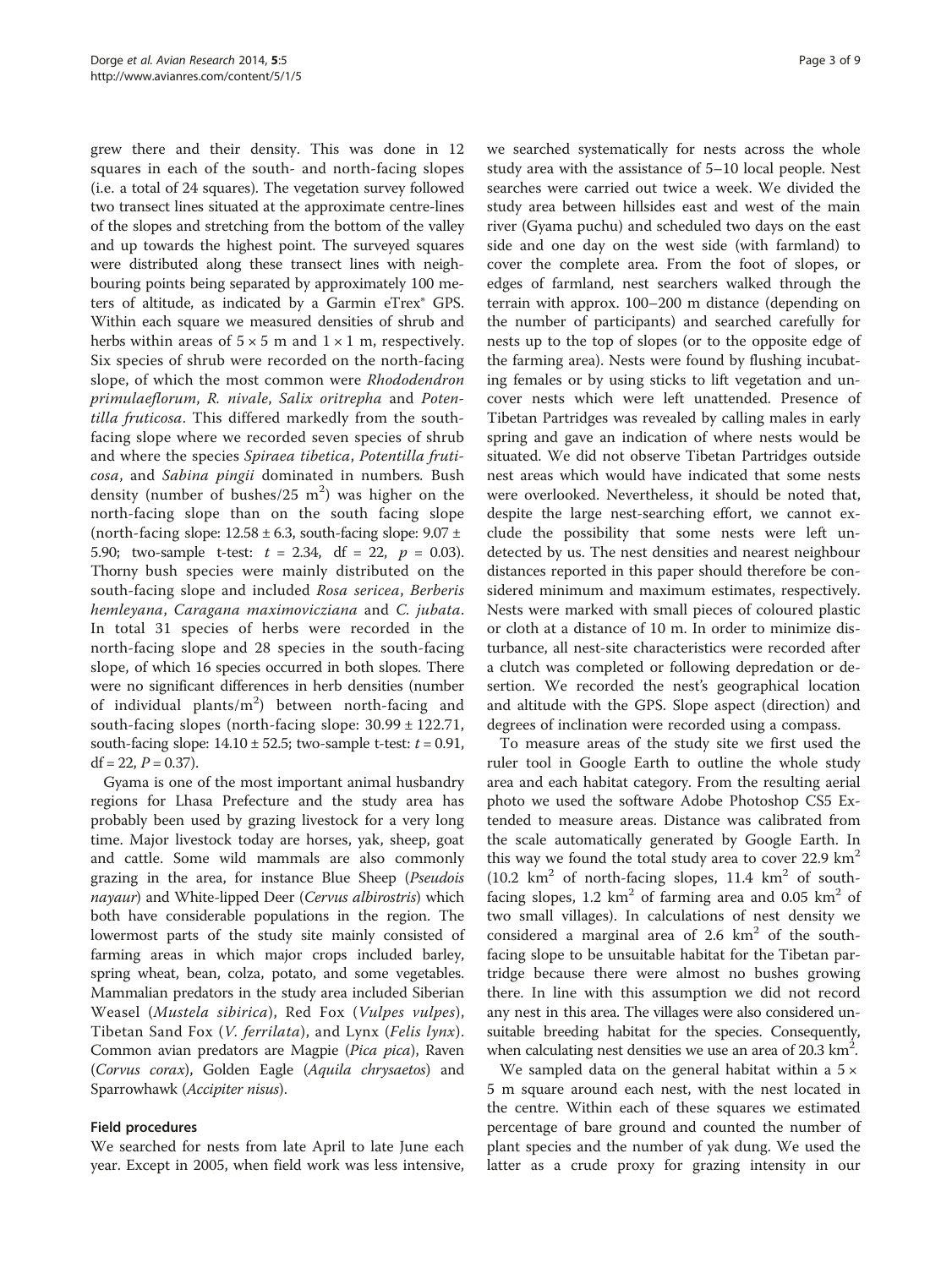grew there and their density. This was done in 12 squares in each of the south- and north-facing slopes (i.e. a total of 24 squares). The vegetation survey followed two transect lines situated at the approximate centre-lines of the slopes and stretching from the bottom of the valley and up towards the highest point. The surveyed squares were distributed along these transect lines with neighbouring points being separated by approximately 100 meters of altitude, as indicated by a Garmin eTrex® GPS. Within each square we measured densities of shrub and herbs within areas of $5 \times 5$ m and $1 \times 1$ m, respectively. Six species of shrub were recorded on the north-facing slope, of which the most common were *Rhododendron primulaeflorum*, *R. nivale*, *Salix oritrepha* and *Potentilla fruticosa*. This differed markedly from the south-facing slope where we recorded seven species of shrub and where the species *Spiraea tibetica*, *Potentilla fruticosa*, and *Sabina pingii* dominated in numbers. Bush density (number of bushes/25 $m^2$) was higher on the north-facing slope than on the south facing slope (north-facing slope: $12.58 \pm 6.3$, south-facing slope: $9.07 \pm 5.90$; two-sample t-test: $t = 2.34$, df = 22, $p = 0.03$). Thorny bush species were mainly distributed on the south-facing slope and included *Rosa sericea*, *Berberis hemleyana*, *Caragana maximoviczziana* and *C. jubata*. In total 31 species of herbs were recorded in the north-facing slope and 28 species in the south-facing slope, of which 16 species occurred in both slopes. There were no significant differences in herb densities (number of individual plants/$m^2$) between north-facing and south-facing slopes (north-facing slope: $30.99 \pm 122.71$, south-facing slope: $14.10 \pm 52.5$; two-sample t-test: $t = 0.91$, df = 22, $P = 0.37$).

Gyama is one of the most important animal husbandry regions for Lhasa Prefecture and the study area has probably been used by grazing livestock for a very long time. Major livestock today are horses, yak, sheep, goat and cattle. Some wild mammals are also commonly grazing in the area, for instance Blue Sheep (*Pseudois nayaur*) and White-lipped Deer (*Cervus albirostris*) which both have considerable populations in the region. The lowermost parts of the study site mainly consisted of farming areas in which major crops included barley, spring wheat, bean, colza, potato, and some vegetables. Mammalian predators in the study area included Siberian Weasel (*Mustela sibirica*), Red Fox (*Vulpes vulpes*), Tibetan Sand Fox (*V. ferrilata*), and Lynx (*Felis lynx*). Common avian predators are Magpie (*Pica pica*), Raven (*Corvus corax*), Golden Eagle (*Aquila chrysaetos*) and Sparrowhawk (*Accipiter nisus*).

### Field procedures

We searched for nests from late April to late June each year. Except in 2005, when field work was less intensive, we searched systematically for nests across the whole study area with the assistance of 5–10 local people. Nest searches were carried out twice a week. We divided the study area between hillsides east and west of the main river (Gyama puchu) and scheduled two days on the east side and one day on the west side (with farmland) to cover the complete area. From the foot of slopes, or edges of farmland, nest searchers walked through the terrain with approx. 100–200 m distance (depending on the number of participants) and searched carefully for nests up to the top of slopes (or to the opposite edge of the farming area). Nests were found by flushing incubating females or by using sticks to lift vegetation and uncover nests which were left unattended. Presence of Tibetan Partridges was revealed by calling males in early spring and gave an indication of where nests would be situated. We did not observe Tibetan Partridges outside nest areas which would have indicated that some nests were overlooked. Nevertheless, it should be noted that, despite the large nest-searching effort, we cannot exclude the possibility that some nests were left undetected by us. The nest densities and nearest neighbour distances reported in this paper should therefore be considered minimum and maximum estimates, respectively. Nests were marked with small pieces of coloured plastic or cloth at a distance of 10 m. In order to minimize disturbance, all nest-site characteristics were recorded after a clutch was completed or following depredation or desertion. We recorded the nest's geographical location and altitude with the GPS. Slope aspect (direction) and degrees of inclination were recorded using a compass.

To measure areas of the study site we first used the ruler tool in Google Earth to outline the whole study area and each habitat category. From the resulting aerial photo we used the software Adobe Photoshop CS5 Extended to measure areas. Distance was calibrated from the scale automatically generated by Google Earth. In this way we found the total study area to cover 22.9 $km^2$ (10.2 $km^2$ of north-facing slopes, 11.4 $km^2$ of south-facing slopes, 1.2 $km^2$ of farming area and 0.05 $km^2$ of two small villages). In calculations of nest density we considered a marginal area of 2.6 $km^2$ of the south-facing slope to be unsuitable habitat for the Tibetan partridge because there were almost no bushes growing there. In line with this assumption we did not record any nest in this area. The villages were also considered unsuitable breeding habitat for the species. Consequently, when calculating nest densities we use an area of 20.3 $km^2$.

We sampled data on the general habitat within a $5 \times 5$ m square around each nest, with the nest located in the centre. Within each of these squares we estimated percentage of bare ground and counted the number of plant species and the number of yak dung. We used the latter as a crude proxy for grazing intensity in our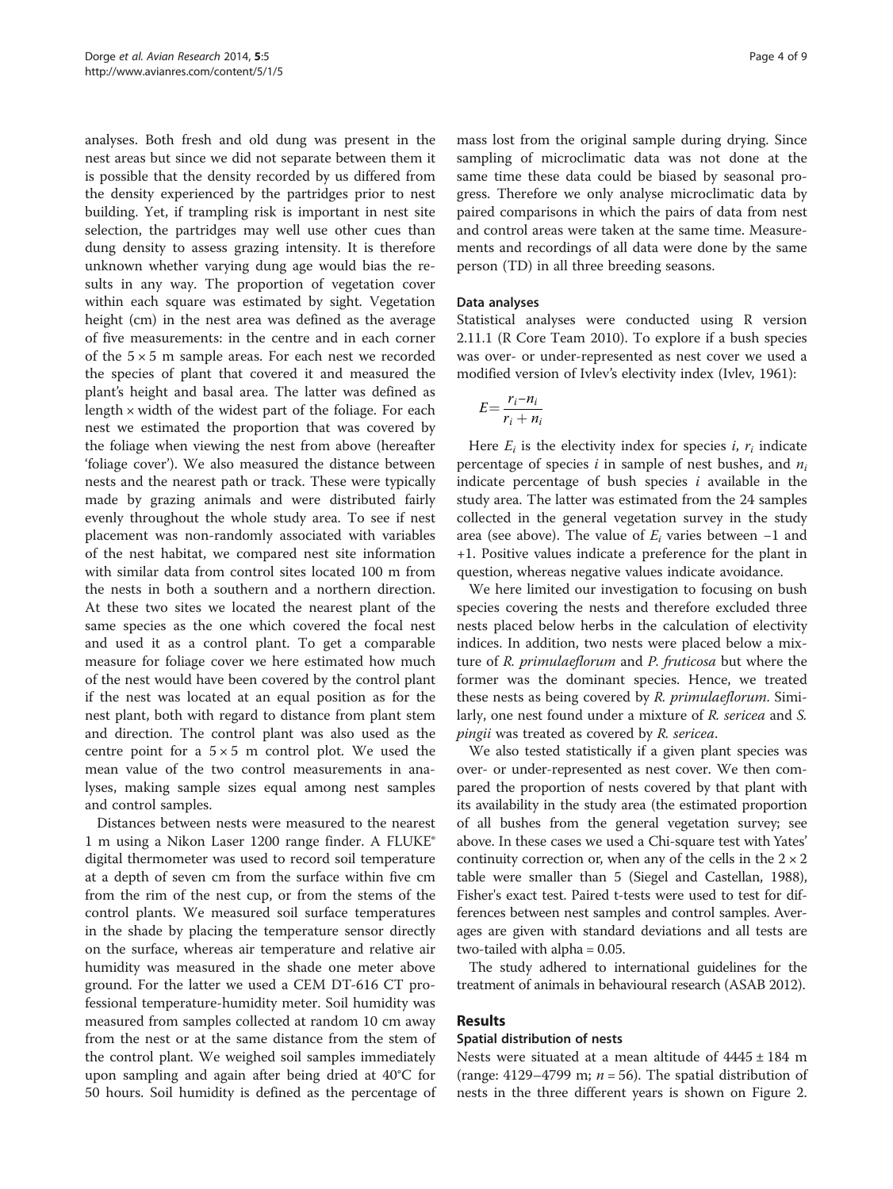analyses. Both fresh and old dung was present in the nest areas but since we did not separate between them it is possible that the density recorded by us differed from the density experienced by the partridges prior to nest building. Yet, if trampling risk is important in nest site selection, the partridges may well use other cues than dung density to assess grazing intensity. It is therefore unknown whether varying dung age would bias the results in any way. The proportion of vegetation cover within each square was estimated by sight. Vegetation height (cm) in the nest area was defined as the average of five measurements: in the centre and in each corner of the 5 × 5 m sample areas. For each nest we recorded the species of plant that covered it and measured the plant's height and basal area. The latter was defined as length × width of the widest part of the foliage. For each nest we estimated the proportion that was covered by the foliage when viewing the nest from above (hereafter 'foliage cover'). We also measured the distance between nests and the nearest path or track. These were typically made by grazing animals and were distributed fairly evenly throughout the whole study area. To see if nest placement was non-randomly associated with variables of the nest habitat, we compared nest site information with similar data from control sites located 100 m from the nests in both a southern and a northern direction. At these two sites we located the nearest plant of the same species as the one which covered the focal nest and used it as a control plant. To get a comparable measure for foliage cover we here estimated how much of the nest would have been covered by the control plant if the nest was located at an equal position as for the nest plant, both with regard to distance from plant stem and direction. The control plant was also used as the centre point for a 5 × 5 m control plot. We used the mean value of the two control measurements in analyses, making sample sizes equal among nest samples and control samples.

Distances between nests were measured to the nearest 1 m using a Nikon Laser 1200 range finder. A FLUKE® digital thermometer was used to record soil temperature at a depth of seven cm from the surface within five cm from the rim of the nest cup, or from the stems of the control plants. We measured soil surface temperatures in the shade by placing the temperature sensor directly on the surface, whereas air temperature and relative air humidity was measured in the shade one meter above ground. For the latter we used a CEM DT-616 CT professional temperature-humidity meter. Soil humidity was measured from samples collected at random 10 cm away from the nest or at the same distance from the stem of the control plant. We weighed soil samples immediately upon sampling and again after being dried at 40°C for 50 hours. Soil humidity is defined as the percentage of mass lost from the original sample during drying. Since sampling of microclimatic data was not done at the same time these data could be biased by seasonal progress. Therefore we only analyse microclimatic data by paired comparisons in which the pairs of data from nest and control areas were taken at the same time. Measurements and recordings of all data were done by the same person (TD) in all three breeding seasons.

### Data analyses

Statistical analyses were conducted using R version 2.11.1 (R Core Team 2010). To explore if a bush species was over- or under-represented as nest cover we used a modified version of Ivlev's electivity index (Ivlev, 1961):

$$E = \frac{r_i - n_i}{r_i + n_i}$$

Here $E_i$ is the electivity index for species $i$, $r_i$ indicate percentage of species $i$ in sample of nest bushes, and $n_i$ indicate percentage of bush species $i$ available in the study area. The latter was estimated from the 24 samples collected in the general vegetation survey in the study area (see above). The value of $E_i$ varies between −1 and +1. Positive values indicate a preference for the plant in question, whereas negative values indicate avoidance.

We here limited our investigation to focusing on bush species covering the nests and therefore excluded three nests placed below herbs in the calculation of electivity indices. In addition, two nests were placed below a mixture of *R. primulaeflorum* and *P. fruticosa* but where the former was the dominant species. Hence, we treated these nests as being covered by *R. primulaeflorum*. Similarly, one nest found under a mixture of *R. sericea* and *S. pingii* was treated as covered by *R. sericea*.

We also tested statistically if a given plant species was over- or under-represented as nest cover. We then compared the proportion of nests covered by that plant with its availability in the study area (the estimated proportion of all bushes from the general vegetation survey; see above. In these cases we used a Chi-square test with Yates' continuity correction or, when any of the cells in the 2 × 2 table were smaller than 5 (Siegel and Castellan, 1988), Fisher's exact test. Paired t-tests were used to test for differences between nest samples and control samples. Averages are given with standard deviations and all tests are two-tailed with alpha = 0.05.

The study adhered to international guidelines for the treatment of animals in behavioural research (ASAB 2012).

## Results

### Spatial distribution of nests

Nests were situated at a mean altitude of 4445 ± 184 m (range: 4129–4799 m; $n = 56$). The spatial distribution of nests in the three different years is shown on Figure 2.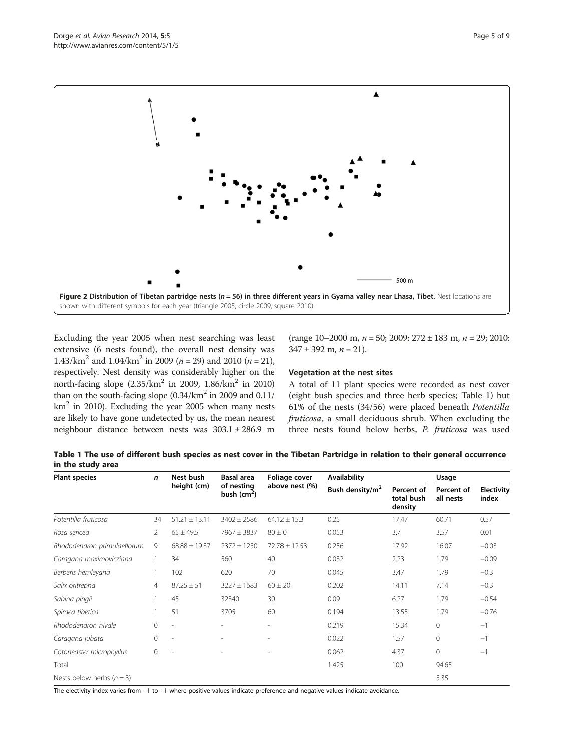Figure 2 Distribution of Tibetan partridge nests ($n = 56$) in three different years in Gyama valley near Lhasa, Tibet. Nest locations are shown with different symbols for each year (triangle 2005, circle 2009, square 2010).

Excluding the year 2005 when nest searching was least extensive (6 nests found), the overall nest density was 1.43/km$^2$ and 1.04/km$^2$ in 2009 ($n = 29$) and 2010 ($n = 21$), respectively. Nest density was considerably higher on the north-facing slope (2.35/km$^2$ in 2009, 1.86/km$^2$ in 2010) than on the south-facing slope (0.34/km$^2$ in 2009 and 0.11/km$^2$ in 2010). Excluding the year 2005 when many nests are likely to have gone undetected by us, the mean nearest neighbour distance between nests was 303.1 ± 286.9 m (range 10–2000 m, $n = 50$; 2009: 272 ± 183 m, $n = 29$; 2010: 347 ± 392 m, $n = 21$).

### Vegetation at the nest sites

A total of 11 plant species were recorded as nest cover (eight bush species and three herb species; Table 1) but 61% of the nests (34/56) were placed beneath *Potentilla fruticosa*, a small deciduous shrub. When excluding the three nests found below herbs, *P. fruticosa* was used

**Table 1 The use of different bush species as nest cover in the Tibetan Partridge in relation to their general occurrence in the study area**

| Plant species | $n$ | Nest bush height (cm) | Basal area of nesting bush (cm$^2$) | Foliage cover above nest (%) | Availability | | Usage | |
|---|---|---|---|---|---|---|---|---|
| | | | | | Bush density/m$^2$ | Percent of total bush density | Percent of all nests | Electivity index |
| *Potentilla fruticosa* | 34 | 51.21 ± 13.11 | 3402 ± 2586 | 64.12 ± 15.3 | 0.25 | 17.47 | 60.71 | 0.57 |
| *Rosa sericea* | 2 | 65 ± 49.5 | 7967 ± 3837 | 80 ± 0 | 0.053 | 3.7 | 3.57 | 0.01 |
| *Rhododendron primulaeflorum* | 9 | 68.88 ± 19.37 | 2372 ± 1250 | 72.78 ± 12.53 | 0.256 | 17.92 | 16.07 | −0.03 |
| *Caragana maximoviczjana* | 1 | 34 | 560 | 40 | 0.032 | 2.23 | 1.79 | −0.09 |
| *Berberis hemleyana* | 1 | 102 | 620 | 70 | 0.045 | 3.47 | 1.79 | −0.3 |
| *Salix oritrepha* | 4 | 87.25 ± 51 | 3227 ± 1683 | 60 ± 20 | 0.202 | 14.11 | 7.14 | −0.3 |
| *Sabina pingii* | 1 | 45 | 32340 | 30 | 0.09 | 6.27 | 1.79 | −0.54 |
| *Spiraea tibetica* | 1 | 51 | 3705 | 60 | 0.194 | 13.55 | 1.79 | −0.76 |
| *Rhododendron nivale* | 0 | - | - | - | 0.219 | 15.34 | 0 | −1 |
| *Caragana jubata* | 0 | - | - | - | 0.022 | 1.57 | 0 | −1 |
| *Cotoneaster microphyllus* | 0 | - | - | - | 0.062 | 4.37 | 0 | −1 |
| Total | | | | | 1.425 | 100 | 94.65 | |
| Nests below herbs ($n = 3$) | | | | | | | 5.35 | |

The electivity index varies from −1 to +1 where positive values indicate preference and negative values indicate avoidance.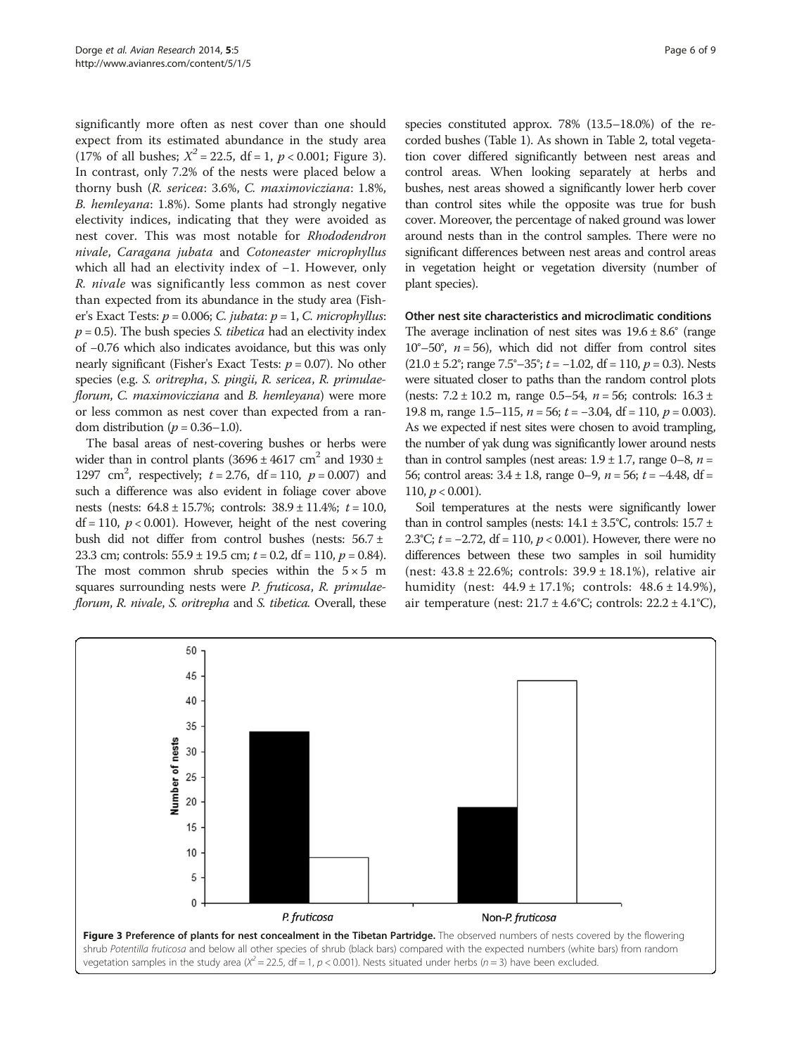significantly more often as nest cover than one should expect from its estimated abundance in the study area (17% of all bushes; $X^2 = 22.5$, df = 1, $p < 0.001$; Figure 3). In contrast, only 7.2% of the nests were placed below a thorny bush (*R. sericea*: 3.6%, *C. maximovicziana*: 1.8%, *B. hemleyana*: 1.8%). Some plants had strongly negative electivity indices, indicating that they were avoided as nest cover. This was most notable for *Rhododendron nivale*, *Caragana jubata* and *Cotoneaster microphyllus* which all had an electivity index of −1. However, only *R. nivale* was significantly less common as nest cover than expected from its abundance in the study area (Fisher's Exact Tests: $p = 0.006$; *C. jubata*: $p = 1$, *C. microphyllus*: $p = 0.5$). The bush species *S. tibetica* had an electivity index of −0.76 which also indicates avoidance, but this was only nearly significant (Fisher's Exact Tests: $p = 0.07$). No other species (e.g. *S. oritrepha*, *S. pingii*, *R. sericea*, *R. primulaeflorum*, *C. maximovicziana* and *B. hemleyana*) were more or less common as nest cover than expected from a random distribution ($p = 0.36$–$1.0$).

The basal areas of nest-covering bushes or herbs were wider than in control plants (3696 ± 4617 $cm^2$ and 1930 ± 1297 $cm^2$, respectively; $t = 2.76$, df = 110, $p = 0.007$) and such a difference was also evident in foliage cover above nests (nests: 64.8 ± 15.7%; controls: 38.9 ± 11.4%; $t = 10.0$, df = 110, $p < 0.001$). However, height of the nest covering bush did not differ from control bushes (nests: 56.7 ± 23.3 cm; controls: 55.9 ± 19.5 cm; $t = 0.2$, df = 110, $p = 0.84$). The most common shrub species within the 5 × 5 m squares surrounding nests were *P. fruticosa*, *R. primulaeflorum*, *R. nivale*, *S. oritrepha* and *S. tibetica*. Overall, these species constituted approx. 78% (13.5–18.0%) of the recorded bushes (Table 1). As shown in Table 2, total vegetation cover differed significantly between nest areas and control areas. When looking separately at herbs and bushes, nest areas showed a significantly lower herb cover than control sites while the opposite was true for bush cover. Moreover, the percentage of naked ground was lower around nests than in the control samples. There were no significant differences between nest areas and control areas in vegetation height or vegetation diversity (number of plant species).

### Other nest site characteristics and microclimatic conditions

The average inclination of nest sites was 19.6 ± 8.6° (range 10°–50°, $n = 56$), which did not differ from control sites (21.0 ± 5.2°; range 7.5°–35°; $t = -1.02$, df = 110, $p = 0.3$). Nests were situated closer to paths than the random control plots (nests: 7.2 ± 10.2 m, range 0.5–54, $n = 56$; controls: 16.3 ± 19.8 m, range 1.5–115, $n = 56$; $t = -3.04$, df = 110, $p = 0.003$). As we expected if nest sites were chosen to avoid trampling, the number of yak dung was significantly lower around nests than in control samples (nest areas: 1.9 ± 1.7, range 0–8, $n = 56$; control areas: 3.4 ± 1.8, range 0–9, $n = 56$; $t = -4.48$, df = 110, $p < 0.001$).

Soil temperatures at the nests were significantly lower than in control samples (nests: 14.1 ± 3.5°C, controls: 15.7 ± 2.3°C; $t = -2.72$, df = 110, $p < 0.001$). However, there were no differences between these two samples in soil humidity (nest: 43.8 ± 22.6%; controls: 39.9 ± 18.1%), relative air humidity (nest: 44.9 ± 17.1%; controls: 48.6 ± 14.9%), air temperature (nest: 21.7 ± 4.6°C; controls: 22.2 ± 4.1°C),

**Figure 3 Preference of plants for nest concealment in the Tibetan Partridge.** The observed numbers of nests covered by the flowering shrub *Potentilla fruticosa* and below all other species of shrub (black bars) compared with the expected numbers (white bars) from random vegetation samples in the study area ($X^2 = 22.5$, df = 1, $p < 0.001$). Nests situated under herbs ($n = 3$) have been excluded.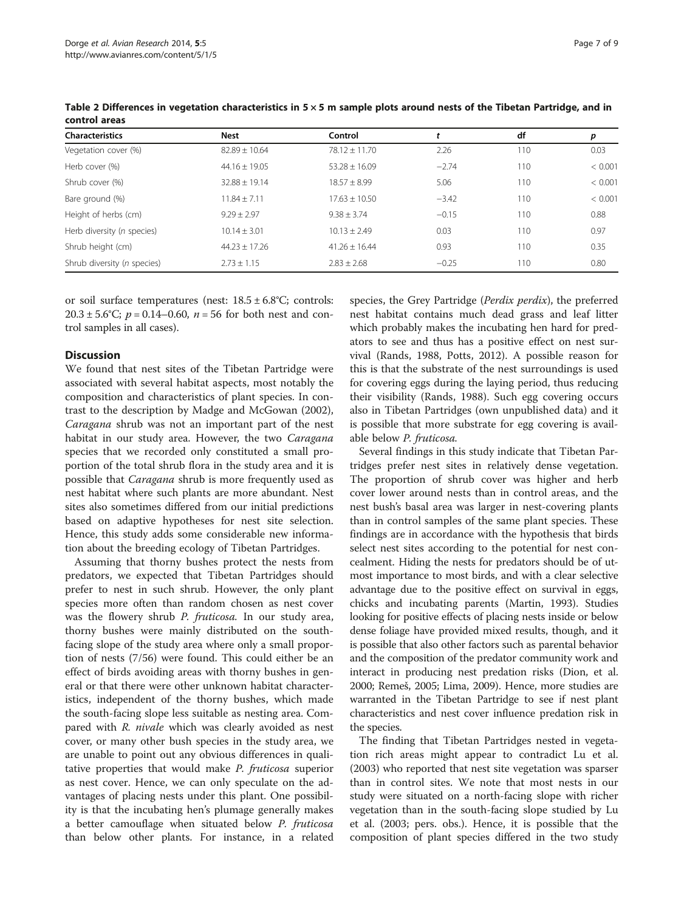**Table 2 Differences in vegetation characteristics in 5 × 5 m sample plots around nests of the Tibetan Partridge, and in control areas**

| Characteristics | Nest | Control | $t$ | df | $p$ |
|---|---|---|---|---|---|
| Vegetation cover (%) | 82.89 ± 10.64 | 78.12 ± 11.70 | 2.26 | 110 | 0.03 |
| Herb cover (%) | 44.16 ± 19.05 | 53.28 ± 16.09 | −2.74 | 110 | < 0.001 |
| Shrub cover (%) | 32.88 ± 19.14 | 18.57 ± 8.99 | 5.06 | 110 | < 0.001 |
| Bare ground (%) | 11.84 ± 7.11 | 17.63 ± 10.50 | −3.42 | 110 | < 0.001 |
| Height of herbs (cm) | 9.29 ± 2.97 | 9.38 ± 3.74 | −0.15 | 110 | 0.88 |
| Herb diversity (*n* species) | 10.14 ± 3.01 | 10.13 ± 2.49 | 0.03 | 110 | 0.97 |
| Shrub height (cm) | 44.23 ± 17.26 | 41.26 ± 16.44 | 0.93 | 110 | 0.35 |
| Shrub diversity (*n* species) | 2.73 ± 1.15 | 2.83 ± 2.68 | −0.25 | 110 | 0.80 |

or soil surface temperatures (nest: 18.5 ± 6.8°C; controls: 20.3 ± 5.6°C; $p = 0.14$–$0.60$, $n = 56$ for both nest and control samples in all cases).

## Discussion

We found that nest sites of the Tibetan Partridge were associated with several habitat aspects, most notably the composition and characteristics of plant species. In contrast to the description by Madge and McGowan (2002), *Caragana* shrub was not an important part of the nest habitat in our study area. However, the two *Caragana* species that we recorded only constituted a small proportion of the total shrub flora in the study area and it is possible that *Caragana* shrub is more frequently used as nest habitat where such plants are more abundant. Nest sites also sometimes differed from our initial predictions based on adaptive hypotheses for nest site selection. Hence, this study adds some considerable new information about the breeding ecology of Tibetan Partridges.

Assuming that thorny bushes protect the nests from predators, we expected that Tibetan Partridges should prefer to nest in such shrub. However, the only plant species more often than random chosen as nest cover was the flowery shrub *P. fruticosa.* In our study area, thorny bushes were mainly distributed on the south-facing slope of the study area where only a small proportion of nests (7/56) were found. This could either be an effect of birds avoiding areas with thorny bushes in general or that there were other unknown habitat characteristics, independent of the thorny bushes, which made the south-facing slope less suitable as nesting area. Compared with *R. nivale* which was clearly avoided as nest cover, or many other bush species in the study area, we are unable to point out any obvious differences in qualitative properties that would make *P. fruticosa* superior as nest cover. Hence, we can only speculate on the advantages of placing nests under this plant. One possibility is that the incubating hen's plumage generally makes a better camouflage when situated below *P. fruticosa* than below other plants. For instance, in a related species, the Grey Partridge (*Perdix perdix*), the preferred nest habitat contains much dead grass and leaf litter which probably makes the incubating hen hard for predators to see and thus has a positive effect on nest survival (Rands, 1988, Potts, 2012). A possible reason for this is that the substrate of the nest surroundings is used for covering eggs during the laying period, thus reducing their visibility (Rands, 1988). Such egg covering occurs also in Tibetan Partridges (own unpublished data) and it is possible that more substrate for egg covering is available below *P. fruticosa.*

Several findings in this study indicate that Tibetan Partridges prefer nest sites in relatively dense vegetation. The proportion of shrub cover was higher and herb cover lower around nests than in control areas, and the nest bush's basal area was larger in nest-covering plants than in control samples of the same plant species. These findings are in accordance with the hypothesis that birds select nest sites according to the potential for nest concealment. Hiding the nests for predators should be of utmost importance to most birds, and with a clear selective advantage due to the positive effect on survival in eggs, chicks and incubating parents (Martin, 1993). Studies looking for positive effects of placing nests inside or below dense foliage have provided mixed results, though, and it is possible that also other factors such as parental behavior and the composition of the predator community work and interact in producing nest predation risks (Dion, et al. 2000; Remeš, 2005; Lima, 2009). Hence, more studies are warranted in the Tibetan Partridge to see if nest plant characteristics and nest cover influence predation risk in the species.

The finding that Tibetan Partridges nested in vegetation rich areas might appear to contradict Lu et al. (2003) who reported that nest site vegetation was sparser than in control sites. We note that most nests in our study were situated on a north-facing slope with richer vegetation than in the south-facing slope studied by Lu et al. (2003; pers. obs.). Hence, it is possible that the composition of plant species differed in the two study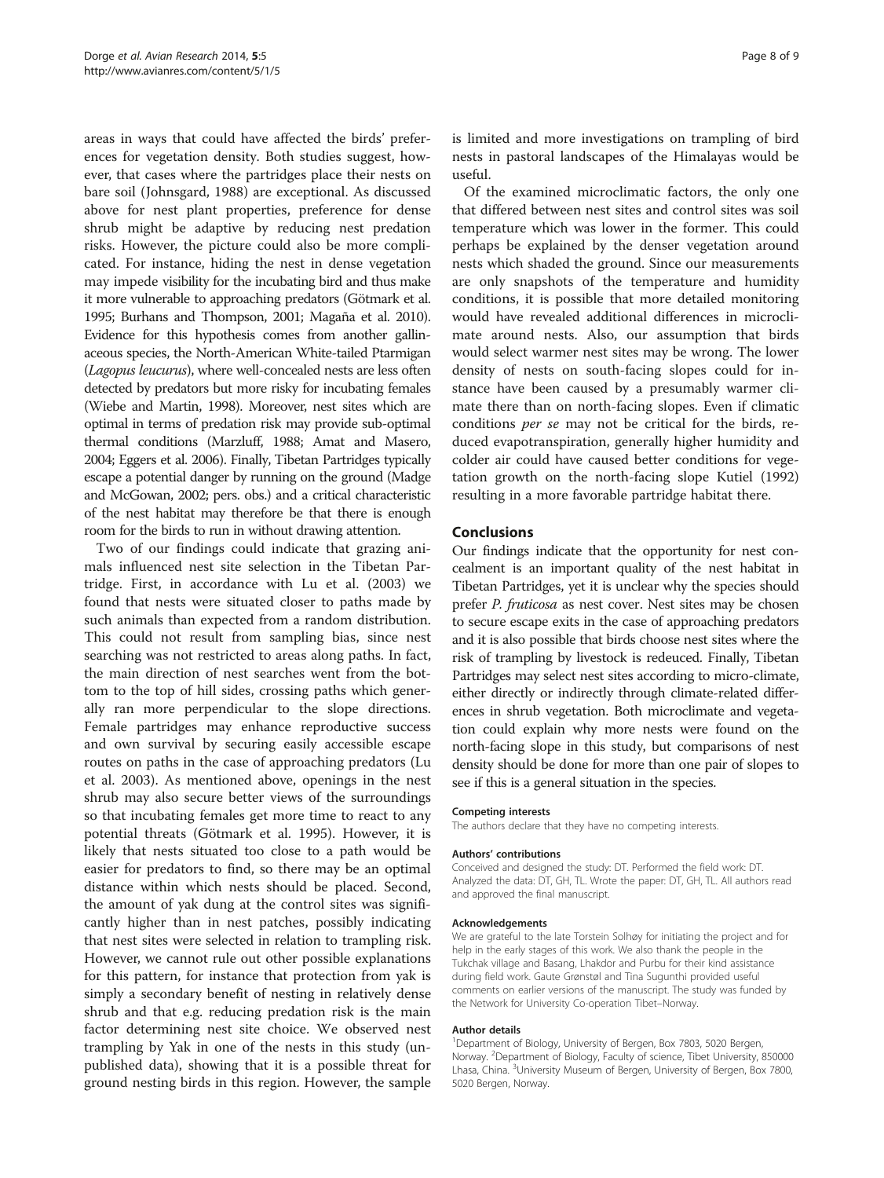areas in ways that could have affected the birds' preferences for vegetation density. Both studies suggest, however, that cases where the partridges place their nests on bare soil (Johnsgard, 1988) are exceptional. As discussed above for nest plant properties, preference for dense shrub might be adaptive by reducing nest predation risks. However, the picture could also be more complicated. For instance, hiding the nest in dense vegetation may impede visibility for the incubating bird and thus make it more vulnerable to approaching predators (Götmark et al. 1995; Burhans and Thompson, 2001; Magaña et al. 2010). Evidence for this hypothesis comes from another gallinaceous species, the North-American White-tailed Ptarmigan (*Lagopus leucurus*), where well-concealed nests are less often detected by predators but more risky for incubating females (Wiebe and Martin, 1998). Moreover, nest sites which are optimal in terms of predation risk may provide sub-optimal thermal conditions (Marzluff, 1988; Amat and Masero, 2004; Eggers et al. 2006). Finally, Tibetan Partridges typically escape a potential danger by running on the ground (Madge and McGowan, 2002; pers. obs.) and a critical characteristic of the nest habitat may therefore be that there is enough room for the birds to run in without drawing attention.

Two of our findings could indicate that grazing animals influenced nest site selection in the Tibetan Partridge. First, in accordance with Lu et al. (2003) we found that nests were situated closer to paths made by such animals than expected from a random distribution. This could not result from sampling bias, since nest searching was not restricted to areas along paths. In fact, the main direction of nest searches went from the bottom to the top of hill sides, crossing paths which generally ran more perpendicular to the slope directions. Female partridges may enhance reproductive success and own survival by securing easily accessible escape routes on paths in the case of approaching predators (Lu et al. 2003). As mentioned above, openings in the nest shrub may also secure better views of the surroundings so that incubating females get more time to react to any potential threats (Götmark et al. 1995). However, it is likely that nests situated too close to a path would be easier for predators to find, so there may be an optimal distance within which nests should be placed. Second, the amount of yak dung at the control sites was significantly higher than in nest patches, possibly indicating that nest sites were selected in relation to trampling risk. However, we cannot rule out other possible explanations for this pattern, for instance that protection from yak is simply a secondary benefit of nesting in relatively dense shrub and that e.g. reducing predation risk is the main factor determining nest site choice. We observed nest trampling by Yak in one of the nests in this study (unpublished data), showing that it is a possible threat for ground nesting birds in this region. However, the sample is limited and more investigations on trampling of bird nests in pastoral landscapes of the Himalayas would be useful.

Of the examined microclimatic factors, the only one that differed between nest sites and control sites was soil temperature which was lower in the former. This could perhaps be explained by the denser vegetation around nests which shaded the ground. Since our measurements are only snapshots of the temperature and humidity conditions, it is possible that more detailed monitoring would have revealed additional differences in microclimate around nests. Also, our assumption that birds would select warmer nest sites may be wrong. The lower density of nests on south-facing slopes could for instance have been caused by a presumably warmer climate there than on north-facing slopes. Even if climatic conditions *per se* may not be critical for the birds, reduced evapotranspiration, generally higher humidity and colder air could have caused better conditions for vegetation growth on the north-facing slope Kutiel (1992) resulting in a more favorable partridge habitat there.

## Conclusions

Our findings indicate that the opportunity for nest concealment is an important quality of the nest habitat in Tibetan Partridges, yet it is unclear why the species should prefer *P. fruticosa* as nest cover. Nest sites may be chosen to secure escape exits in the case of approaching predators and it is also possible that birds choose nest sites where the risk of trampling by livestock is redeuced. Finally, Tibetan Partridges may select nest sites according to micro-climate, either directly or indirectly through climate-related differences in shrub vegetation. Both microclimate and vegetation could explain why more nests were found on the north-facing slope in this study, but comparisons of nest density should be done for more than one pair of slopes to see if this is a general situation in the species.

#### Competing interests

The authors declare that they have no competing interests.

#### Authors' contributions

Conceived and designed the study: DT. Performed the field work: DT. Analyzed the data: DT, GH, TL. Wrote the paper: DT, GH, TL. All authors read and approved the final manuscript.

#### Acknowledgements

We are grateful to the late Torstein Solhøy for initiating the project and for help in the early stages of this work. We also thank the people in the Tukchak village and Basang, Lhakdor and Purbu for their kind assistance during field work. Gaute Grønstøl and Tina Sugunthi provided useful comments on earlier versions of the manuscript. The study was funded by the Network for University Co-operation Tibet–Norway.

#### Author details

[1]Department of Biology, University of Bergen, Box 7803, 5020 Bergen, Norway. [2]Department of Biology, Faculty of science, Tibet University, 850000 Lhasa, China. [3]University Museum of Bergen, University of Bergen, Box 7800, 5020 Bergen, Norway.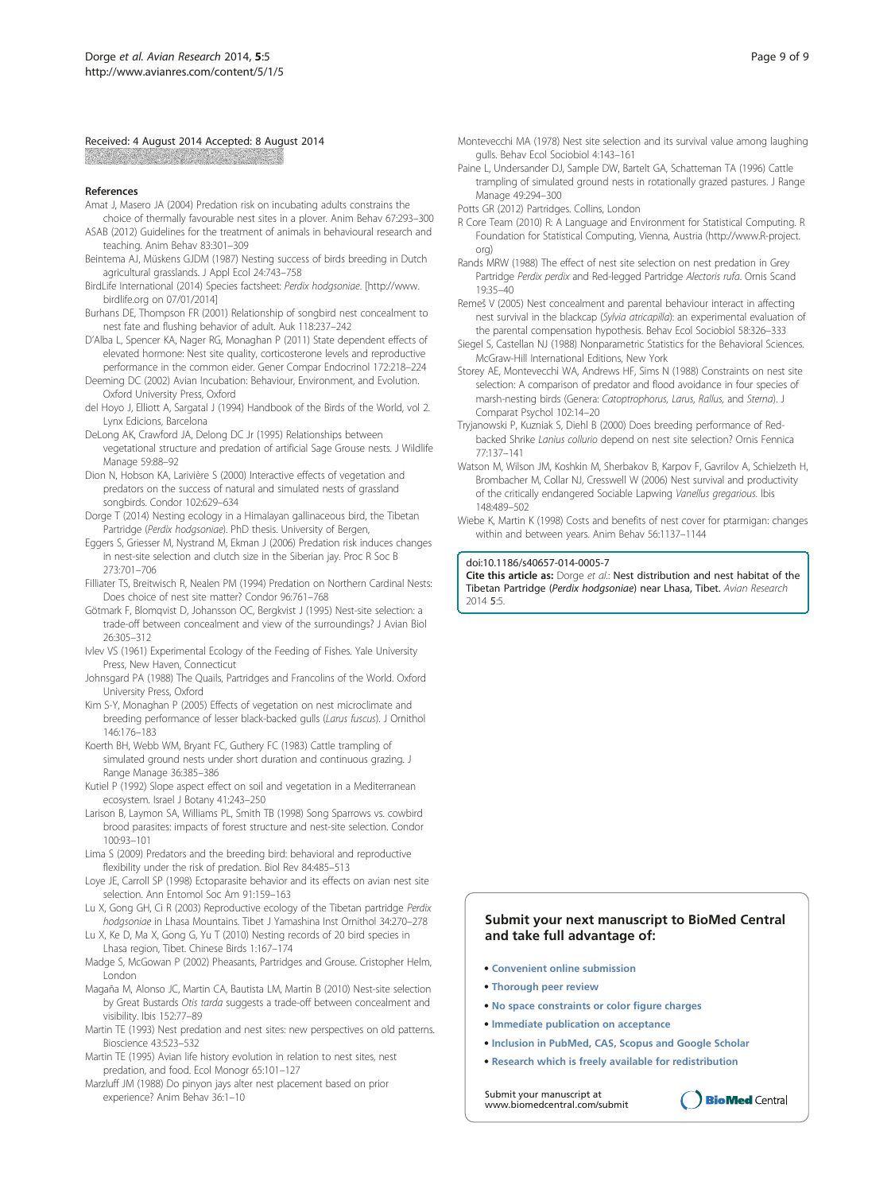Received: 4 August 2014 Accepted: 8 August 2014

## References

Amat J, Masero JA (2004) Predation risk on incubating adults constrains the choice of thermally favourable nest sites in a plover. Anim Behav 67:293–300

ASAB (2012) Guidelines for the treatment of animals in behavioural research and teaching. Anim Behav 83:301–309

Beintema AJ, Müskens GJDM (1987) Nesting success of birds breeding in Dutch agricultural grasslands. J Appl Ecol 24:743–758

BirdLife International (2014) Species factsheet: *Perdix hodgsoniae*. [http://www.birdlife.org on 07/01/2014]

Burhans DE, Thompson FR (2001) Relationship of songbird nest concealment to nest fate and flushing behavior of adult. Auk 118:237–242

D'Alba L, Spencer KA, Nager RG, Monaghan P (2011) State dependent effects of elevated hormone: Nest site quality, corticosterone levels and reproductive performance in the common eider. Gener Compar Endocrinol 172:218–224

Deeming DC (2002) Avian Incubation: Behaviour, Environment, and Evolution. Oxford University Press, Oxford

del Hoyo J, Elliott A, Sargatal J (1994) Handbook of the Birds of the World, vol 2. Lynx Edicions, Barcelona

DeLong AK, Crawford JA, Delong DC Jr (1995) Relationships between vegetational structure and predation of artificial Sage Grouse nests. J Wildlife Manage 59:88–92

Dion N, Hobson KA, Larivière S (2000) Interactive effects of vegetation and predators on the success of natural and simulated nests of grassland songbirds. Condor 102:629–634

Dorge T (2014) Nesting ecology in a Himalayan gallinaceous bird, the Tibetan Partridge (*Perdix hodgsoniae*). PhD thesis. University of Bergen,

Eggers S, Griesser M, Nystrand M, Ekman J (2006) Predation risk induces changes in nest-site selection and clutch size in the Siberian jay. Proc R Soc B 273:701–706

Filliater TS, Breitwisch R, Nealen PM (1994) Predation on Northern Cardinal Nests: Does choice of nest site matter? Condor 96:761–768

Götmark F, Blomqvist D, Johansson OC, Bergkvist J (1995) Nest-site selection: a trade-off between concealment and view of the surroundings? J Avian Biol 26:305–312

Ivlev VS (1961) Experimental Ecology of the Feeding of Fishes. Yale University Press, New Haven, Connecticut

Johnsgard PA (1988) The Quails, Partridges and Francolins of the World. Oxford University Press, Oxford

Kim S-Y, Monaghan P (2005) Effects of vegetation on nest microclimate and breeding performance of lesser black-backed gulls (*Larus fuscus*). J Ornithol 146:176–183

Koerth BH, Webb WM, Bryant FC, Guthery FC (1983) Cattle trampling of simulated ground nests under short duration and continuous grazing. J Range Manage 36:385–386

Kutiel P (1992) Slope aspect effect on soil and vegetation in a Mediterranean ecosystem. Israel J Botany 41:243–250

Larison B, Laymon SA, Williams PL, Smith TB (1998) Song Sparrows vs. cowbird brood parasites: impacts of forest structure and nest-site selection. Condor 100:93–101

Lima S (2009) Predators and the breeding bird: behavioral and reproductive flexibility under the risk of predation. Biol Rev 84:485–513

Loye JE, Carroll SP (1998) Ectoparasite behavior and its effects on avian nest site selection. Ann Entomol Soc Am 91:159–163

Lu X, Gong GH, Ci R (2003) Reproductive ecology of the Tibetan partridge *Perdix hodgsoniae* in Lhasa Mountains. Tibet J Yamashina Inst Ornithol 34:270–278

Lu X, Ke D, Ma X, Gong G, Yu T (2010) Nesting records of 20 bird species in Lhasa region, Tibet. Chinese Birds 1:167–174

Madge S, McGowan P (2002) Pheasants, Partridges and Grouse. Cristopher Helm, London

Magaña M, Alonso JC, Martin CA, Bautista LM, Martin B (2010) Nest-site selection by Great Bustards *Otis tarda* suggests a trade-off between concealment and visibility. Ibis 152:77–89

Martin TE (1993) Nest predation and nest sites: new perspectives on old patterns. Bioscience 43:523–532

Martin TE (1995) Avian life history evolution in relation to nest sites, nest predation, and food. Ecol Monogr 65:101–127

Marzluff JM (1988) Do pinyon jays alter nest placement based on prior experience? Anim Behav 36:1–10

Montevecchi MA (1978) Nest site selection and its survival value among laughing gulls. Behav Ecol Sociobiol 4:143–161

Paine L, Undersander DJ, Sample DW, Bartelt GA, Schatteman TA (1996) Cattle trampling of simulated ground nests in rotationally grazed pastures. J Range Manage 49:294–300

Potts GR (2012) Partridges. Collins, London

R Core Team (2010) R: A Language and Environment for Statistical Computing. R Foundation for Statistical Computing, Vienna, Austria (http://www.R-project.org)

Rands MRW (1988) The effect of nest site selection on nest predation in Grey Partridge *Perdix perdix* and Red-legged Partridge *Alectoris rufa*. Ornis Scand 19:35–40

Remeš V (2005) Nest concealment and parental behaviour interact in affecting nest survival in the blackcap (*Sylvia atricapilla*): an experimental evaluation of the parental compensation hypothesis. Behav Ecol Sociobiol 58:326–333

Siegel S, Castellan NJ (1988) Nonparametric Statistics for the Behavioral Sciences. McGraw-Hill International Editions, New York

Storey AE, Montevecchi WA, Andrews HF, Sims N (1988) Constraints on nest site selection: A comparison of predator and flood avoidance in four species of marsh-nesting birds (Genera: *Catoptrophorus, Larus, Rallus,* and *Sterna*). J Comparat Psychol 102:14–20

Tryjanowski P, Kuzniak S, Diehl B (2000) Does breeding performance of Red-backed Shrike *Lanius collurio* depend on nest site selection? Ornis Fennica 77:137–141

Watson M, Wilson JM, Koshkin M, Sherbakov B, Karpov F, Gavrilov A, Schielzeth H, Brombacher M, Collar NJ, Cresswell W (2006) Nest survival and productivity of the critically endangered Sociable Lapwing *Vanellus gregarious*. Ibis 148:489–502

Wiebe K, Martin K (1998) Costs and benefits of nest cover for ptarmigan: changes within and between years. Anim Behav 56:1137–1144

doi:10.1186/s40657-014-0005-7

**Cite this article as:** Dorge *et al.*: Nest distribution and nest habitat of the Tibetan Partridge (*Perdix hodgsoniae*) near Lhasa, Tibet. *Avian Research* 2014 **5**:5.

**Submit your next manuscript to BioMed Central and take full advantage of:**

- Convenient online submission
- Thorough peer review
- No space constraints or color figure charges
- Immediate publication on acceptance
- Inclusion in PubMed, CAS, Scopus and Google Scholar
- Research which is freely available for redistribution

Submit your manuscript at www.biomedcentral.com/submit

BioMed Central